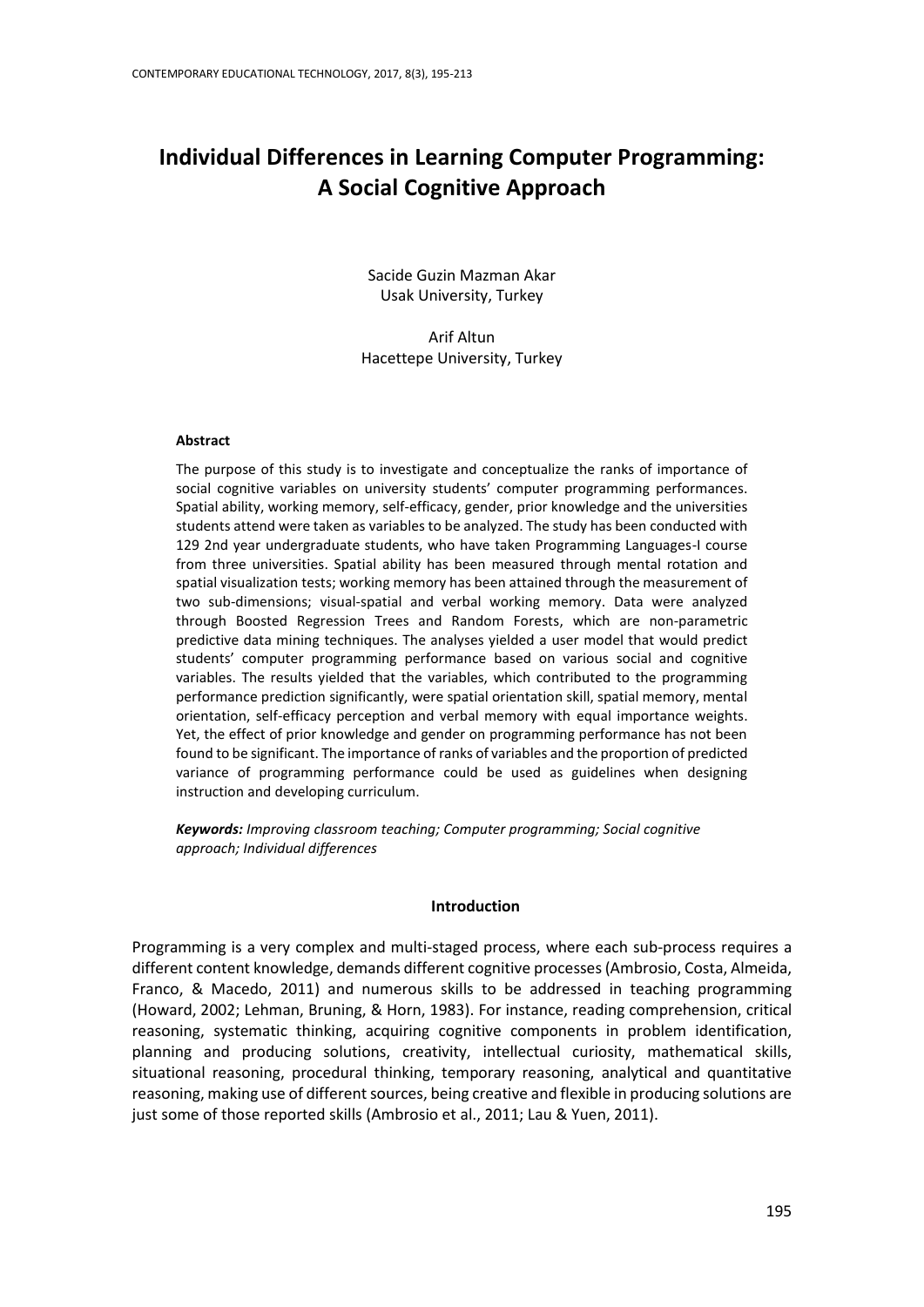# Individual Differences in Learning Computer Programming: A Social Cognitive Approach

Sacide Guzin Mazman Akar
Usak University, Turkey

Arif Altun
Hacettepe University, Turkey

### Abstract

The purpose of this study is to investigate and conceptualize the ranks of importance of social cognitive variables on university students' computer programming performances. Spatial ability, working memory, self-efficacy, gender, prior knowledge and the universities students attend were taken as variables to be analyzed. The study has been conducted with 129 2nd year undergraduate students, who have taken Programming Languages-I course from three universities. Spatial ability has been measured through mental rotation and spatial visualization tests; working memory has been attained through the measurement of two sub-dimensions; visual-spatial and verbal working memory. Data were analyzed through Boosted Regression Trees and Random Forests, which are non-parametric predictive data mining techniques. The analyses yielded a user model that would predict students' computer programming performance based on various social and cognitive variables. The results yielded that the variables, which contributed to the programming performance prediction significantly, were spatial orientation skill, spatial memory, mental orientation, self-efficacy perception and verbal memory with equal importance weights. Yet, the effect of prior knowledge and gender on programming performance has not been found to be significant. The importance of ranks of variables and the proportion of predicted variance of programming performance could be used as guidelines when designing instruction and developing curriculum.

***Keywords:*** *Improving classroom teaching; Computer programming; Social cognitive approach; Individual differences*

## Introduction

Programming is a very complex and multi-staged process, where each sub-process requires a different content knowledge, demands different cognitive processes (Ambrosio, Costa, Almeida, Franco, & Macedo, 2011) and numerous skills to be addressed in teaching programming (Howard, 2002; Lehman, Bruning, & Horn, 1983). For instance, reading comprehension, critical reasoning, systematic thinking, acquiring cognitive components in problem identification, planning and producing solutions, creativity, intellectual curiosity, mathematical skills, situational reasoning, procedural thinking, temporary reasoning, analytical and quantitative reasoning, making use of different sources, being creative and flexible in producing solutions are just some of those reported skills (Ambrosio et al., 2011; Lau & Yuen, 2011).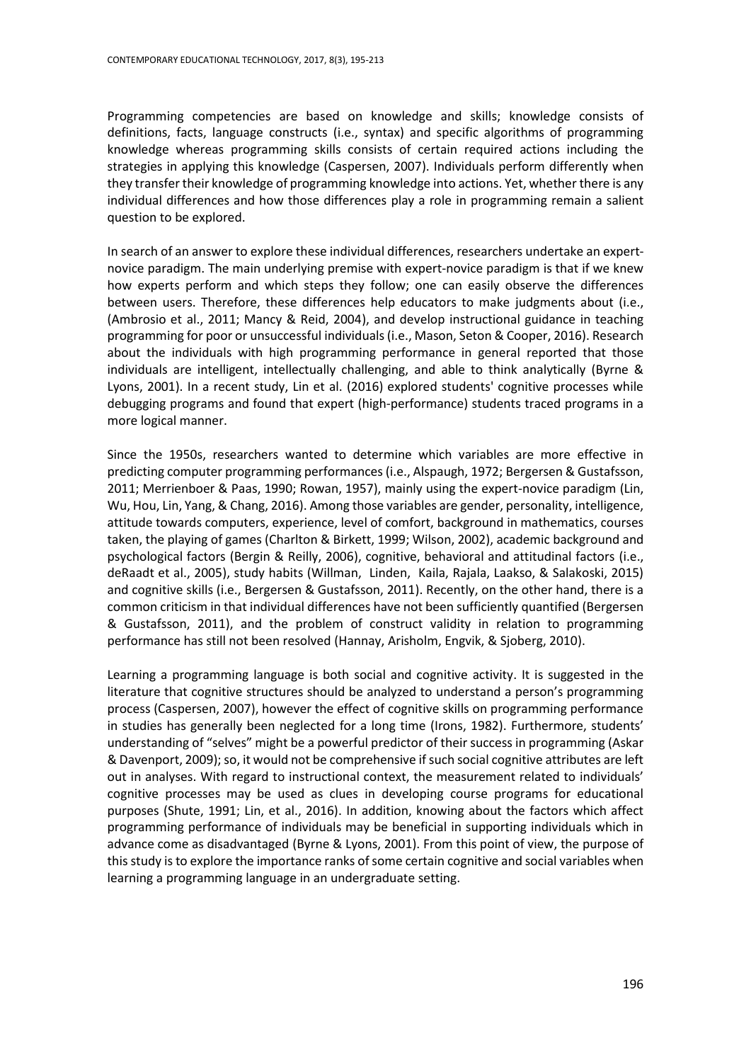Programming competencies are based on knowledge and skills; knowledge consists of definitions, facts, language constructs (i.e., syntax) and specific algorithms of programming knowledge whereas programming skills consists of certain required actions including the strategies in applying this knowledge (Caspersen, 2007). Individuals perform differently when they transfer their knowledge of programming knowledge into actions. Yet, whether there is any individual differences and how those differences play a role in programming remain a salient question to be explored.

In search of an answer to explore these individual differences, researchers undertake an expert-novice paradigm. The main underlying premise with expert-novice paradigm is that if we knew how experts perform and which steps they follow; one can easily observe the differences between users. Therefore, these differences help educators to make judgments about (i.e., (Ambrosio et al., 2011; Mancy & Reid, 2004), and develop instructional guidance in teaching programming for poor or unsuccessful individuals (i.e., Mason, Seton & Cooper, 2016). Research about the individuals with high programming performance in general reported that those individuals are intelligent, intellectually challenging, and able to think analytically (Byrne & Lyons, 2001). In a recent study, Lin et al. (2016) explored students' cognitive processes while debugging programs and found that expert (high-performance) students traced programs in a more logical manner.

Since the 1950s, researchers wanted to determine which variables are more effective in predicting computer programming performances (i.e., Alspaugh, 1972; Bergersen & Gustafsson, 2011; Merrienboer & Paas, 1990; Rowan, 1957), mainly using the expert-novice paradigm (Lin, Wu, Hou, Lin, Yang, & Chang, 2016). Among those variables are gender, personality, intelligence, attitude towards computers, experience, level of comfort, background in mathematics, courses taken, the playing of games (Charlton & Birkett, 1999; Wilson, 2002), academic background and psychological factors (Bergin & Reilly, 2006), cognitive, behavioral and attitudinal factors (i.e., deRaadt et al., 2005), study habits (Willman, Linden, Kaila, Rajala, Laakso, & Salakoski, 2015) and cognitive skills (i.e., Bergersen & Gustafsson, 2011). Recently, on the other hand, there is a common criticism in that individual differences have not been sufficiently quantified (Bergersen & Gustafsson, 2011), and the problem of construct validity in relation to programming performance has still not been resolved (Hannay, Arisholm, Engvik, & Sjoberg, 2010).

Learning a programming language is both social and cognitive activity. It is suggested in the literature that cognitive structures should be analyzed to understand a person's programming process (Caspersen, 2007), however the effect of cognitive skills on programming performance in studies has generally been neglected for a long time (Irons, 1982). Furthermore, students' understanding of "selves" might be a powerful predictor of their success in programming (Askar & Davenport, 2009); so, it would not be comprehensive if such social cognitive attributes are left out in analyses. With regard to instructional context, the measurement related to individuals' cognitive processes may be used as clues in developing course programs for educational purposes (Shute, 1991; Lin, et al., 2016). In addition, knowing about the factors which affect programming performance of individuals may be beneficial in supporting individuals which in advance come as disadvantaged (Byrne & Lyons, 2001). From this point of view, the purpose of this study is to explore the importance ranks of some certain cognitive and social variables when learning a programming language in an undergraduate setting.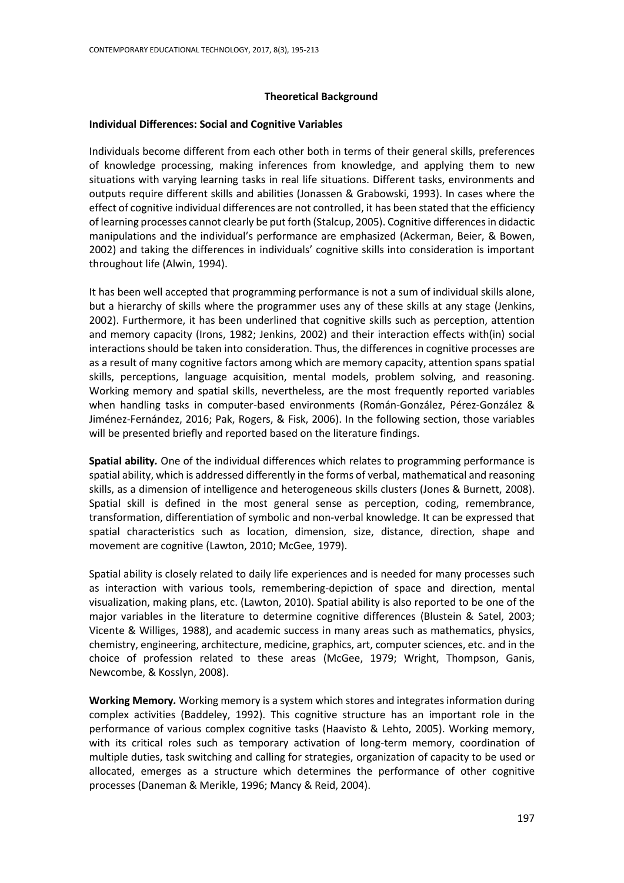## Theoretical Background

### Individual Differences: Social and Cognitive Variables

Individuals become different from each other both in terms of their general skills, preferences of knowledge processing, making inferences from knowledge, and applying them to new situations with varying learning tasks in real life situations. Different tasks, environments and outputs require different skills and abilities (Jonassen & Grabowski, 1993). In cases where the effect of cognitive individual differences are not controlled, it has been stated that the efficiency of learning processes cannot clearly be put forth (Stalcup, 2005). Cognitive differences in didactic manipulations and the individual's performance are emphasized (Ackerman, Beier, & Bowen, 2002) and taking the differences in individuals' cognitive skills into consideration is important throughout life (Alwin, 1994).

It has been well accepted that programming performance is not a sum of individual skills alone, but a hierarchy of skills where the programmer uses any of these skills at any stage (Jenkins, 2002). Furthermore, it has been underlined that cognitive skills such as perception, attention and memory capacity (Irons, 1982; Jenkins, 2002) and their interaction effects with(in) social interactions should be taken into consideration. Thus, the differences in cognitive processes are as a result of many cognitive factors among which are memory capacity, attention spans spatial skills, perceptions, language acquisition, mental models, problem solving, and reasoning. Working memory and spatial skills, nevertheless, are the most frequently reported variables when handling tasks in computer-based environments (Román-González, Pérez-González & Jiménez-Fernández, 2016; Pak, Rogers, & Fisk, 2006). In the following section, those variables will be presented briefly and reported based on the literature findings.

**Spatial ability.** One of the individual differences which relates to programming performance is spatial ability, which is addressed differently in the forms of verbal, mathematical and reasoning skills, as a dimension of intelligence and heterogeneous skills clusters (Jones & Burnett, 2008). Spatial skill is defined in the most general sense as perception, coding, remembrance, transformation, differentiation of symbolic and non-verbal knowledge. It can be expressed that spatial characteristics such as location, dimension, size, distance, direction, shape and movement are cognitive (Lawton, 2010; McGee, 1979).

Spatial ability is closely related to daily life experiences and is needed for many processes such as interaction with various tools, remembering-depiction of space and direction, mental visualization, making plans, etc. (Lawton, 2010). Spatial ability is also reported to be one of the major variables in the literature to determine cognitive differences (Blustein & Satel, 2003; Vicente & Williges, 1988), and academic success in many areas such as mathematics, physics, chemistry, engineering, architecture, medicine, graphics, art, computer sciences, etc. and in the choice of profession related to these areas (McGee, 1979; Wright, Thompson, Ganis, Newcombe, & Kosslyn, 2008).

**Working Memory.** Working memory is a system which stores and integrates information during complex activities (Baddeley, 1992). This cognitive structure has an important role in the performance of various complex cognitive tasks (Haavisto & Lehto, 2005). Working memory, with its critical roles such as temporary activation of long-term memory, coordination of multiple duties, task switching and calling for strategies, organization of capacity to be used or allocated, emerges as a structure which determines the performance of other cognitive processes (Daneman & Merikle, 1996; Mancy & Reid, 2004).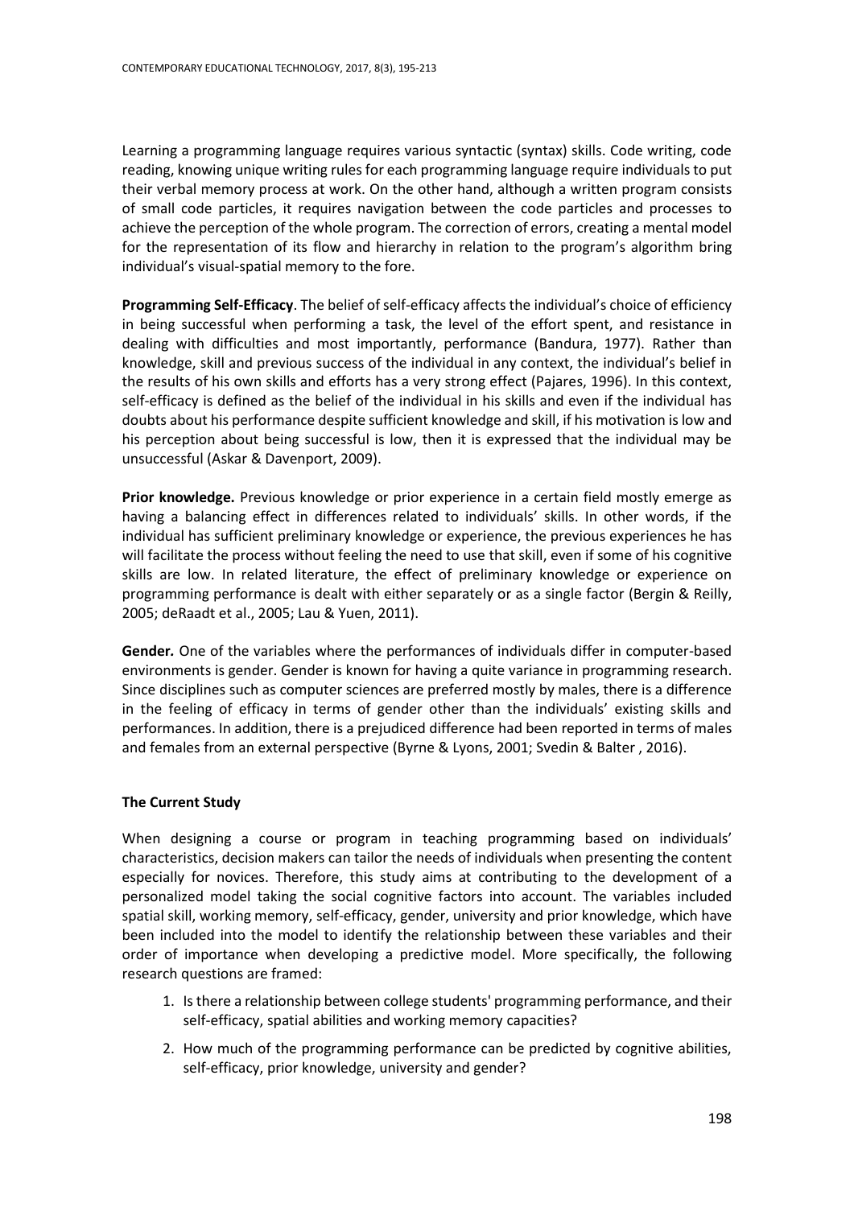Learning a programming language requires various syntactic (syntax) skills. Code writing, code reading, knowing unique writing rules for each programming language require individuals to put their verbal memory process at work. On the other hand, although a written program consists of small code particles, it requires navigation between the code particles and processes to achieve the perception of the whole program. The correction of errors, creating a mental model for the representation of its flow and hierarchy in relation to the program's algorithm bring individual's visual-spatial memory to the fore.

**Programming Self-Efficacy**. The belief of self-efficacy affects the individual's choice of efficiency in being successful when performing a task, the level of the effort spent, and resistance in dealing with difficulties and most importantly, performance (Bandura, 1977). Rather than knowledge, skill and previous success of the individual in any context, the individual's belief in the results of his own skills and efforts has a very strong effect (Pajares, 1996). In this context, self-efficacy is defined as the belief of the individual in his skills and even if the individual has doubts about his performance despite sufficient knowledge and skill, if his motivation is low and his perception about being successful is low, then it is expressed that the individual may be unsuccessful (Askar & Davenport, 2009).

**Prior knowledge.** Previous knowledge or prior experience in a certain field mostly emerge as having a balancing effect in differences related to individuals' skills. In other words, if the individual has sufficient preliminary knowledge or experience, the previous experiences he has will facilitate the process without feeling the need to use that skill, even if some of his cognitive skills are low. In related literature, the effect of preliminary knowledge or experience on programming performance is dealt with either separately or as a single factor (Bergin & Reilly, 2005; deRaadt et al., 2005; Lau & Yuen, 2011).

***Gender.*** One of the variables where the performances of individuals differ in computer-based environments is gender. Gender is known for having a quite variance in programming research. Since disciplines such as computer sciences are preferred mostly by males, there is a difference in the feeling of efficacy in terms of gender other than the individuals' existing skills and performances. In addition, there is a prejudiced difference had been reported in terms of males and females from an external perspective (Byrne & Lyons, 2001; Svedin & Balter , 2016).

**The Current Study**

When designing a course or program in teaching programming based on individuals' characteristics, decision makers can tailor the needs of individuals when presenting the content especially for novices. Therefore, this study aims at contributing to the development of a personalized model taking the social cognitive factors into account. The variables included spatial skill, working memory, self-efficacy, gender, university and prior knowledge, which have been included into the model to identify the relationship between these variables and their order of importance when developing a predictive model. More specifically, the following research questions are framed:

1. Is there a relationship between college students' programming performance, and their self-efficacy, spatial abilities and working memory capacities?
2. How much of the programming performance can be predicted by cognitive abilities, self-efficacy, prior knowledge, university and gender?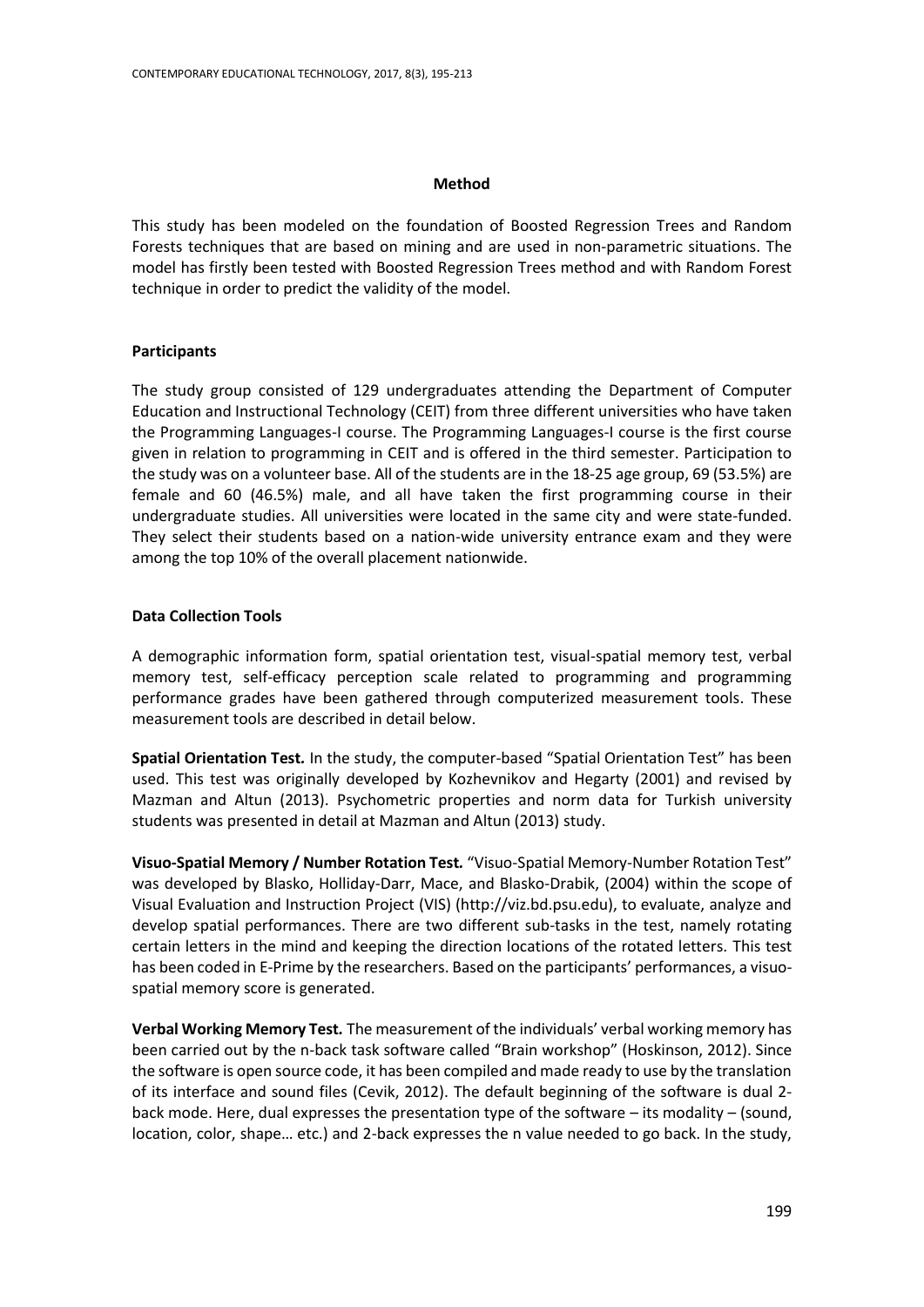## Method

This study has been modeled on the foundation of Boosted Regression Trees and Random Forests techniques that are based on mining and are used in non-parametric situations. The model has firstly been tested with Boosted Regression Trees method and with Random Forest technique in order to predict the validity of the model.

### Participants

The study group consisted of 129 undergraduates attending the Department of Computer Education and Instructional Technology (CEIT) from three different universities who have taken the Programming Languages-I course. The Programming Languages-I course is the first course given in relation to programming in CEIT and is offered in the third semester. Participation to the study was on a volunteer base. All of the students are in the 18-25 age group, 69 (53.5%) are female and 60 (46.5%) male, and all have taken the first programming course in their undergraduate studies. All universities were located in the same city and were state-funded. They select their students based on a nation-wide university entrance exam and they were among the top 10% of the overall placement nationwide.

### Data Collection Tools

A demographic information form, spatial orientation test, visual-spatial memory test, verbal memory test, self-efficacy perception scale related to programming and programming performance grades have been gathered through computerized measurement tools. These measurement tools are described in detail below.

**Spatial Orientation Test.** In the study, the computer-based "Spatial Orientation Test" has been used. This test was originally developed by Kozhevnikov and Hegarty (2001) and revised by Mazman and Altun (2013). Psychometric properties and norm data for Turkish university students was presented in detail at Mazman and Altun (2013) study.

**Visuo-Spatial Memory / Number Rotation Test.** "Visuo-Spatial Memory-Number Rotation Test" was developed by Blasko, Holliday-Darr, Mace, and Blasko-Drabik, (2004) within the scope of Visual Evaluation and Instruction Project (VIS) (http://viz.bd.psu.edu), to evaluate, analyze and develop spatial performances. There are two different sub-tasks in the test, namely rotating certain letters in the mind and keeping the direction locations of the rotated letters. This test has been coded in E-Prime by the researchers. Based on the participants' performances, a visuo-spatial memory score is generated.

**Verbal Working Memory Test.** The measurement of the individuals' verbal working memory has been carried out by the n-back task software called "Brain workshop" (Hoskinson, 2012). Since the software is open source code, it has been compiled and made ready to use by the translation of its interface and sound files (Cevik, 2012). The default beginning of the software is dual 2-back mode. Here, dual expresses the presentation type of the software – its modality – (sound, location, color, shape… etc.) and 2-back expresses the n value needed to go back. In the study,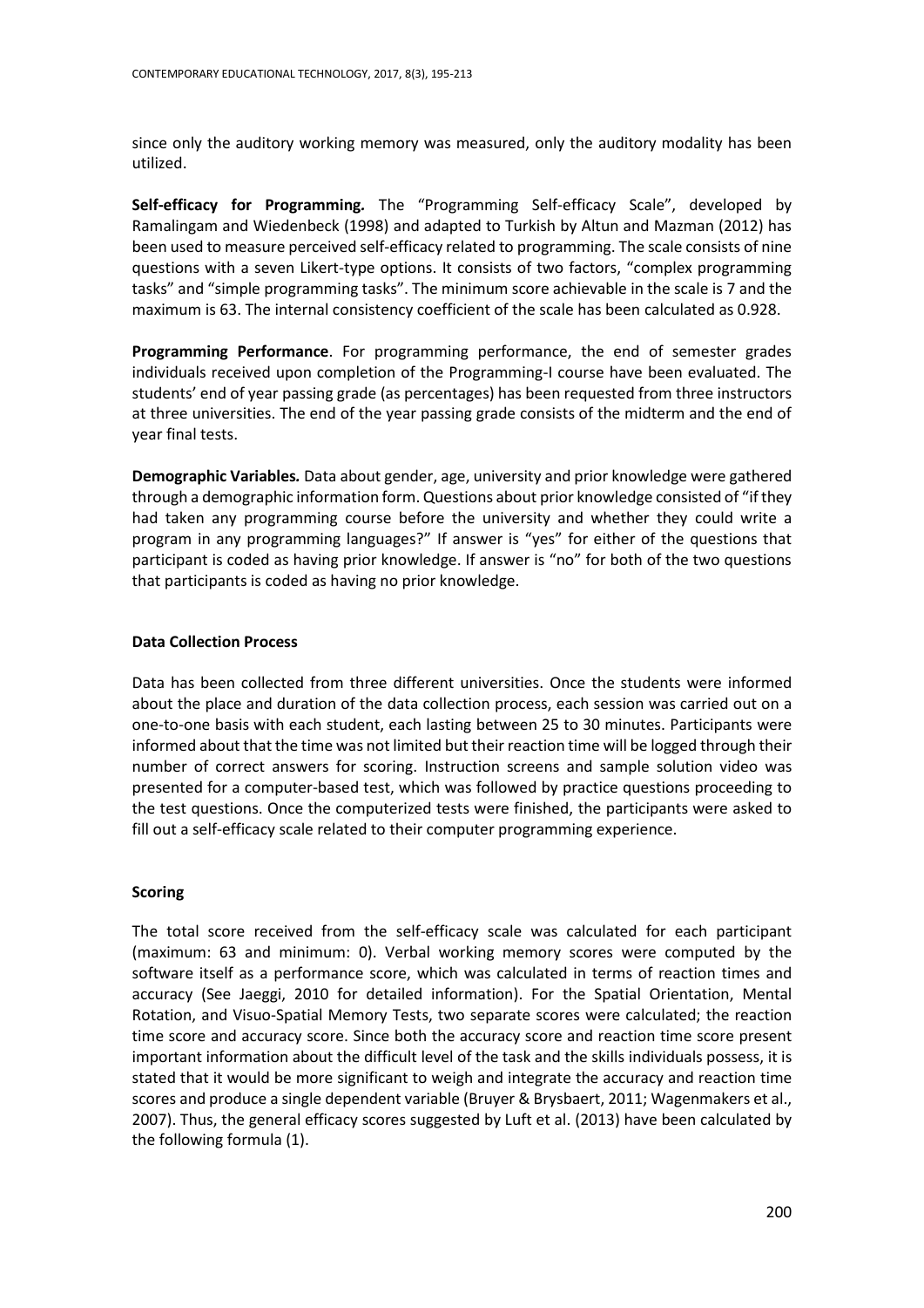since only the auditory working memory was measured, only the auditory modality has been utilized.

**Self-efficacy for Programming.** The "Programming Self-efficacy Scale", developed by Ramalingam and Wiedenbeck (1998) and adapted to Turkish by Altun and Mazman (2012) has been used to measure perceived self-efficacy related to programming. The scale consists of nine questions with a seven Likert-type options. It consists of two factors, "complex programming tasks" and "simple programming tasks". The minimum score achievable in the scale is 7 and the maximum is 63. The internal consistency coefficient of the scale has been calculated as 0.928.

**Programming Performance**. For programming performance, the end of semester grades individuals received upon completion of the Programming-I course have been evaluated. The students' end of year passing grade (as percentages) has been requested from three instructors at three universities. The end of the year passing grade consists of the midterm and the end of year final tests.

**Demographic Variables.** Data about gender, age, university and prior knowledge were gathered through a demographic information form. Questions about prior knowledge consisted of "if they had taken any programming course before the university and whether they could write a program in any programming languages?" If answer is "yes" for either of the questions that participant is coded as having prior knowledge. If answer is "no" for both of the two questions that participants is coded as having no prior knowledge.

### Data Collection Process

Data has been collected from three different universities. Once the students were informed about the place and duration of the data collection process, each session was carried out on a one-to-one basis with each student, each lasting between 25 to 30 minutes. Participants were informed about that the time was not limited but their reaction time will be logged through their number of correct answers for scoring. Instruction screens and sample solution video was presented for a computer-based test, which was followed by practice questions proceeding to the test questions. Once the computerized tests were finished, the participants were asked to fill out a self-efficacy scale related to their computer programming experience.

### Scoring

The total score received from the self-efficacy scale was calculated for each participant (maximum: 63 and minimum: 0). Verbal working memory scores were computed by the software itself as a performance score, which was calculated in terms of reaction times and accuracy (See Jaeggi, 2010 for detailed information). For the Spatial Orientation, Mental Rotation, and Visuo-Spatial Memory Tests, two separate scores were calculated; the reaction time score and accuracy score. Since both the accuracy score and reaction time score present important information about the difficult level of the task and the skills individuals possess, it is stated that it would be more significant to weigh and integrate the accuracy and reaction time scores and produce a single dependent variable (Bruyer & Brysbaert, 2011; Wagenmakers et al., 2007). Thus, the general efficacy scores suggested by Luft et al. (2013) have been calculated by the following formula (1).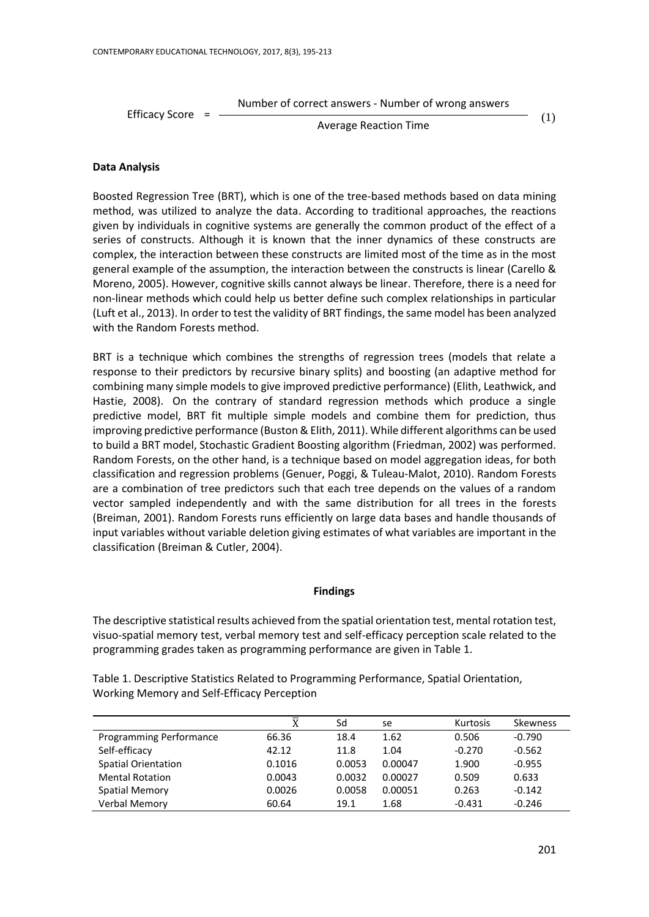$$\text{Efficacy Score} = \frac{\text{Number of correct answers - Number of wrong answers}}{\text{Average Reaction Time}} \quad (1)$$

**Data Analysis**

Boosted Regression Tree (BRT), which is one of the tree-based methods based on data mining method, was utilized to analyze the data. According to traditional approaches, the reactions given by individuals in cognitive systems are generally the common product of the effect of a series of constructs. Although it is known that the inner dynamics of these constructs are complex, the interaction between these constructs are limited most of the time as in the most general example of the assumption, the interaction between the constructs is linear (Carello & Moreno, 2005). However, cognitive skills cannot always be linear. Therefore, there is a need for non-linear methods which could help us better define such complex relationships in particular (Luft et al., 2013). In order to test the validity of BRT findings, the same model has been analyzed with the Random Forests method.

BRT is a technique which combines the strengths of regression trees (models that relate a response to their predictors by recursive binary splits) and boosting (an adaptive method for combining many simple models to give improved predictive performance) (Elith, Leathwick, and Hastie, 2008). On the contrary of standard regression methods which produce a single predictive model, BRT fit multiple simple models and combine them for prediction, thus improving predictive performance (Buston & Elith, 2011). While different algorithms can be used to build a BRT model, Stochastic Gradient Boosting algorithm (Friedman, 2002) was performed. Random Forests, on the other hand, is a technique based on model aggregation ideas, for both classification and regression problems (Genuer, Poggi, & Tuleau-Malot, 2010). Random Forests are a combination of tree predictors such that each tree depends on the values of a random vector sampled independently and with the same distribution for all trees in the forests (Breiman, 2001). Random Forests runs efficiently on large data bases and handle thousands of input variables without variable deletion giving estimates of what variables are important in the classification (Breiman & Cutler, 2004).

## Findings

The descriptive statistical results achieved from the spatial orientation test, mental rotation test, visuo-spatial memory test, verbal memory test and self-efficacy perception scale related to the programming grades taken as programming performance are given in Table 1.

Table 1. Descriptive Statistics Related to Programming Performance, Spatial Orientation, Working Memory and Self-Efficacy Perception

| | $\bar{X}$ | Sd | se | Kurtosis | Skewness |
|---|---|---|---|---|---|
| Programming Performance | 66.36 | 18.4 | 1.62 | 0.506 | -0.790 |
| Self-efficacy | 42.12 | 11.8 | 1.04 | -0.270 | -0.562 |
| Spatial Orientation | 0.1016 | 0.0053 | 0.00047 | 1.900 | -0.955 |
| Mental Rotation | 0.0043 | 0.0032 | 0.00027 | 0.509 | 0.633 |
| Spatial Memory | 0.0026 | 0.0058 | 0.00051 | 0.263 | -0.142 |
| Verbal Memory | 60.64 | 19.1 | 1.68 | -0.431 | -0.246 |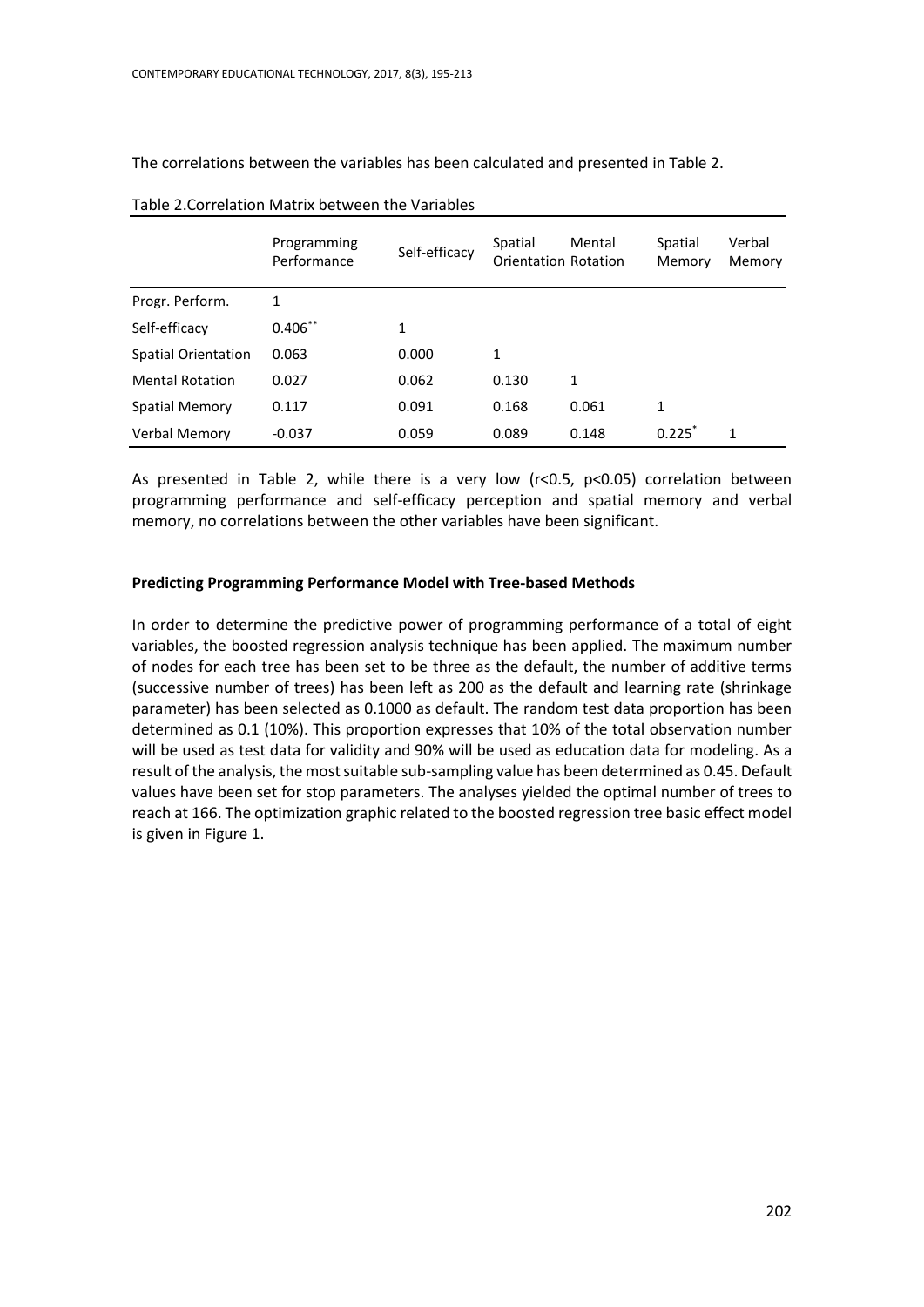The correlations between the variables has been calculated and presented in Table 2.

Table 2.Correlation Matrix between the Variables

| | Programming Performance | Self-efficacy | Spatial Orientation | Mental Rotation | Spatial Memory | Verbal Memory |
|---|---|---|---|---|---|---|
| Progr. Perform. | 1 | | | | | |
| Self-efficacy | 0.406** | 1 | | | | |
| Spatial Orientation | 0.063 | 0.000 | 1 | | | |
| Mental Rotation | 0.027 | 0.062 | 0.130 | 1 | | |
| Spatial Memory | 0.117 | 0.091 | 0.168 | 0.061 | 1 | |
| Verbal Memory | -0.037 | 0.059 | 0.089 | 0.148 | 0.225* | 1 |

As presented in Table 2, while there is a very low ($r<0.5$, $p<0.05$) correlation between programming performance and self-efficacy perception and spatial memory and verbal memory, no correlations between the other variables have been significant.

**Predicting Programming Performance Model with Tree-based Methods**

In order to determine the predictive power of programming performance of a total of eight variables, the boosted regression analysis technique has been applied. The maximum number of nodes for each tree has been set to be three as the default, the number of additive terms (successive number of trees) has been left as 200 as the default and learning rate (shrinkage parameter) has been selected as 0.1000 as default. The random test data proportion has been determined as 0.1 (10%). This proportion expresses that 10% of the total observation number will be used as test data for validity and 90% will be used as education data for modeling. As a result of the analysis, the most suitable sub-sampling value has been determined as 0.45. Default values have been set for stop parameters. The analyses yielded the optimal number of trees to reach at 166. The optimization graphic related to the boosted regression tree basic effect model is given in Figure 1.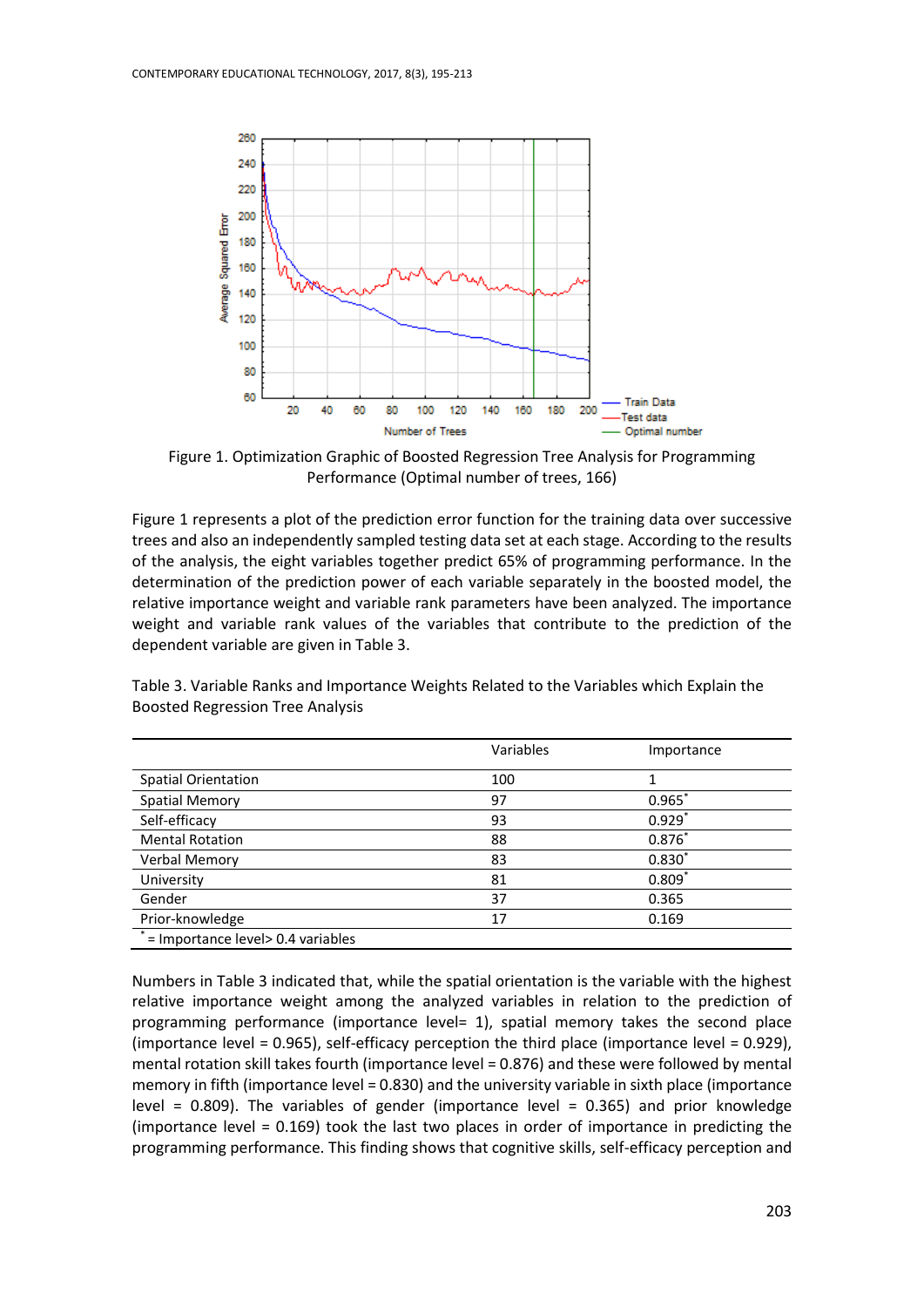Figure 1. Optimization Graphic of Boosted Regression Tree Analysis for Programming Performance (Optimal number of trees, 166)

Figure 1 represents a plot of the prediction error function for the training data over successive trees and also an independently sampled testing data set at each stage. According to the results of the analysis, the eight variables together predict 65% of programming performance. In the determination of the prediction power of each variable separately in the boosted model, the relative importance weight and variable rank parameters have been analyzed. The importance weight and variable rank values of the variables that contribute to the prediction of the dependent variable are given in Table 3.

Table 3. Variable Ranks and Importance Weights Related to the Variables which Explain the Boosted Regression Tree Analysis

| | Variables | Importance |
|---|---|---|
| Spatial Orientation | 100 | 1 |
| Spatial Memory | 97 | 0.965* |
| Self-efficacy | 93 | 0.929* |
| Mental Rotation | 88 | 0.876* |
| Verbal Memory | 83 | 0.830* |
| University | 81 | 0.809* |
| Gender | 37 | 0.365 |
| Prior-knowledge | 17 | 0.169 |

\* = Importance level> 0.4 variables

Numbers in Table 3 indicated that, while the spatial orientation is the variable with the highest relative importance weight among the analyzed variables in relation to the prediction of programming performance (importance level= 1), spatial memory takes the second place (importance level = 0.965), self-efficacy perception the third place (importance level = 0.929), mental rotation skill takes fourth (importance level = 0.876) and these were followed by mental memory in fifth (importance level = 0.830) and the university variable in sixth place (importance level = 0.809). The variables of gender (importance level = 0.365) and prior knowledge (importance level = 0.169) took the last two places in order of importance in predicting the programming performance. This finding shows that cognitive skills, self-efficacy perception and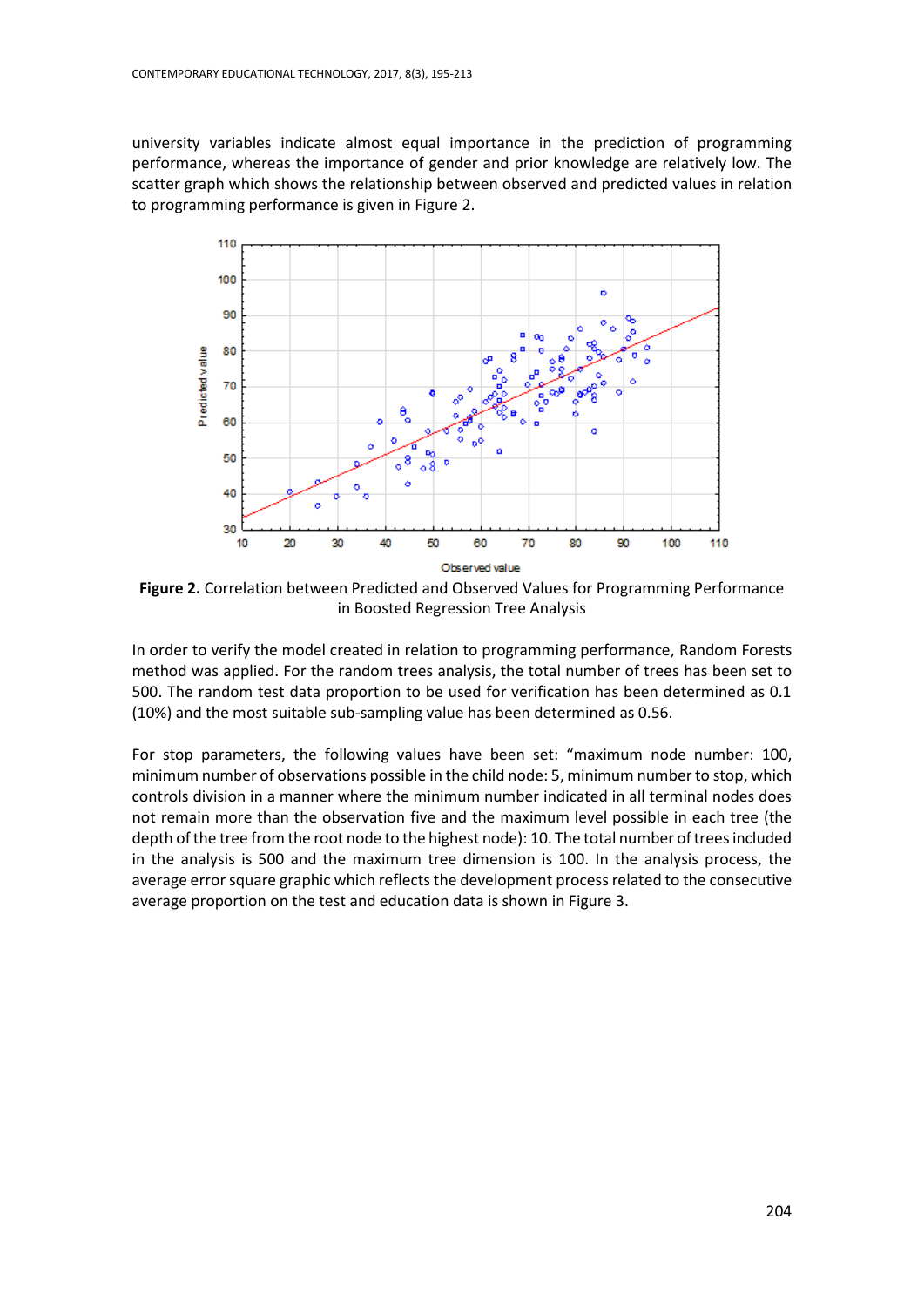university variables indicate almost equal importance in the prediction of programming performance, whereas the importance of gender and prior knowledge are relatively low. The scatter graph which shows the relationship between observed and predicted values in relation to programming performance is given in Figure 2.

**Figure 2.** Correlation between Predicted and Observed Values for Programming Performance in Boosted Regression Tree Analysis

In order to verify the model created in relation to programming performance, Random Forests method was applied. For the random trees analysis, the total number of trees has been set to 500. The random test data proportion to be used for verification has been determined as 0.1 (10%) and the most suitable sub-sampling value has been determined as 0.56.

For stop parameters, the following values have been set: "maximum node number: 100, minimum number of observations possible in the child node: 5, minimum number to stop, which controls division in a manner where the minimum number indicated in all terminal nodes does not remain more than the observation five and the maximum level possible in each tree (the depth of the tree from the root node to the highest node): 10. The total number of trees included in the analysis is 500 and the maximum tree dimension is 100. In the analysis process, the average error square graphic which reflects the development process related to the consecutive average proportion on the test and education data is shown in Figure 3.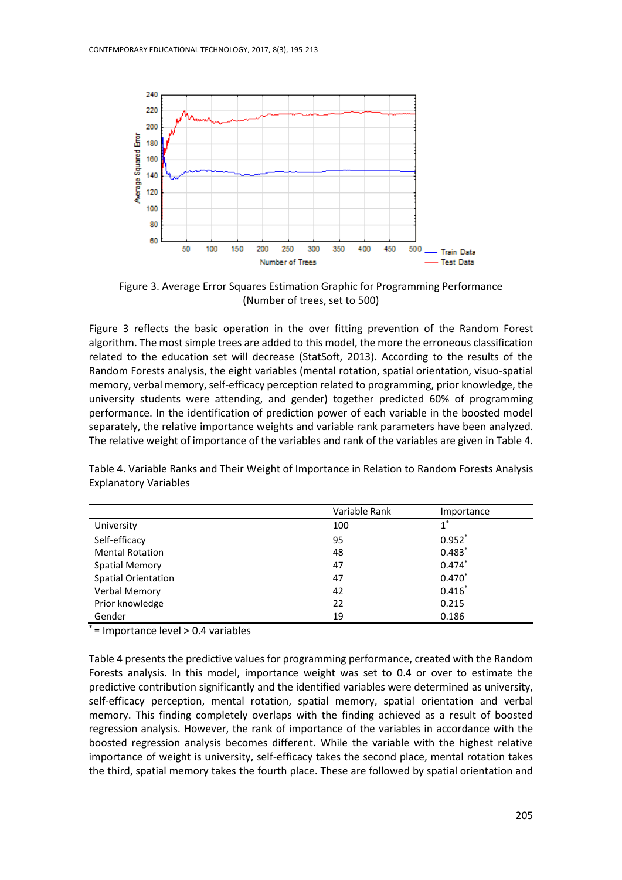Figure 3. Average Error Squares Estimation Graphic for Programming Performance (Number of trees, set to 500)

Figure 3 reflects the basic operation in the over fitting prevention of the Random Forest algorithm. The most simple trees are added to this model, the more the erroneous classification related to the education set will decrease (StatSoft, 2013). According to the results of the Random Forests analysis, the eight variables (mental rotation, spatial orientation, visuo-spatial memory, verbal memory, self-efficacy perception related to programming, prior knowledge, the university students were attending, and gender) together predicted 60% of programming performance. In the identification of prediction power of each variable in the boosted model separately, the relative importance weights and variable rank parameters have been analyzed. The relative weight of importance of the variables and rank of the variables are given in Table 4.

Table 4. Variable Ranks and Their Weight of Importance in Relation to Random Forests Analysis Explanatory Variables

| | Variable Rank | Importance |
|---|---|---|
| University | 100 | 1* |
| Self-efficacy | 95 | 0.952* |
| Mental Rotation | 48 | 0.483* |
| Spatial Memory | 47 | 0.474* |
| Spatial Orientation | 47 | 0.470* |
| Verbal Memory | 42 | 0.416* |
| Prior knowledge | 22 | 0.215 |
| Gender | 19 | 0.186 |

* = Importance level > 0.4 variables

Table 4 presents the predictive values for programming performance, created with the Random Forests analysis. In this model, importance weight was set to 0.4 or over to estimate the predictive contribution significantly and the identified variables were determined as university, self-efficacy perception, mental rotation, spatial memory, spatial orientation and verbal memory. This finding completely overlaps with the finding achieved as a result of boosted regression analysis. However, the rank of importance of the variables in accordance with the boosted regression analysis becomes different. While the variable with the highest relative importance of weight is university, self-efficacy takes the second place, mental rotation takes the third, spatial memory takes the fourth place. These are followed by spatial orientation and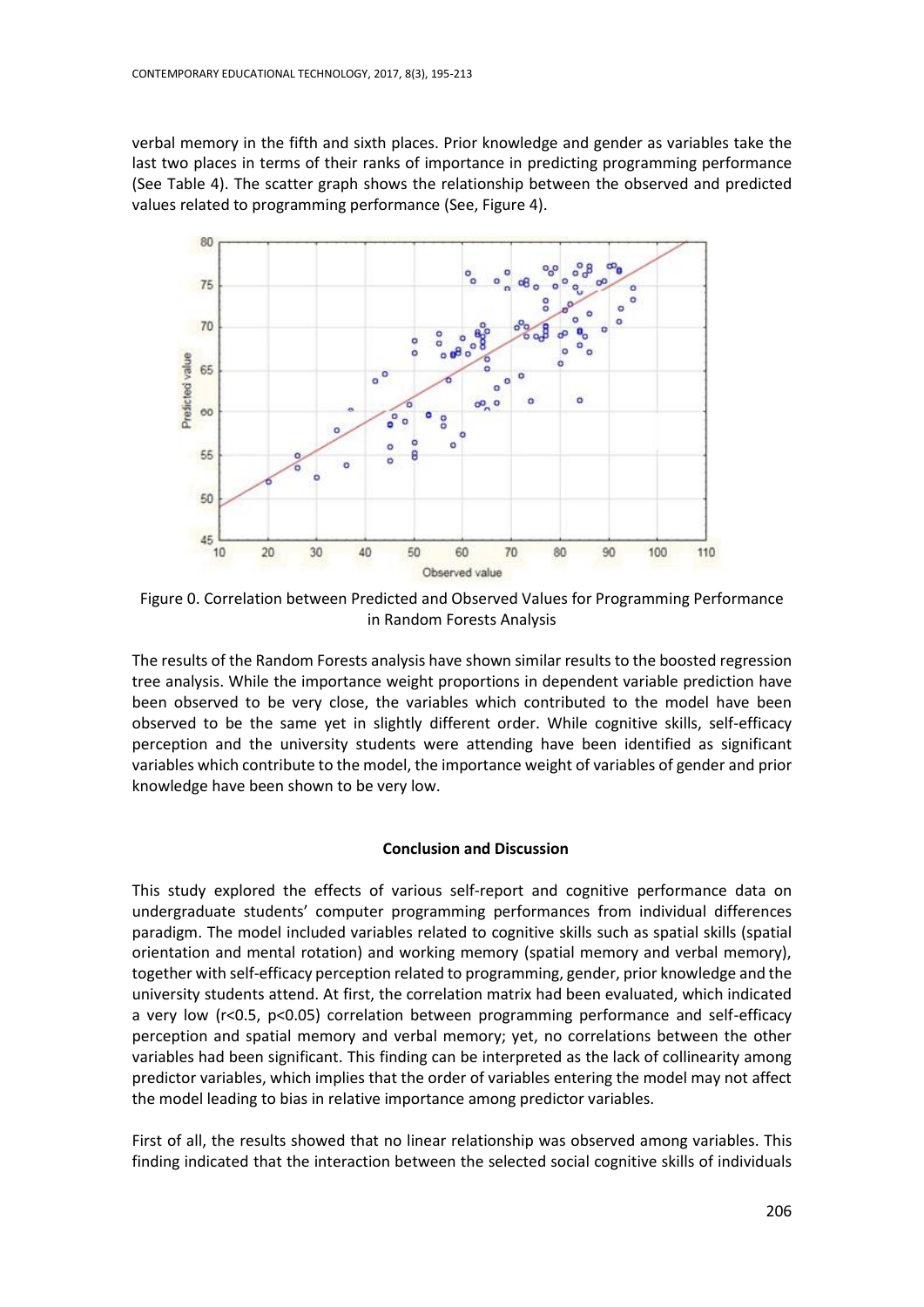verbal memory in the fifth and sixth places. Prior knowledge and gender as variables take the last two places in terms of their ranks of importance in predicting programming performance (See Table 4). The scatter graph shows the relationship between the observed and predicted values related to programming performance (See, Figure 4).

Figure 0. Correlation between Predicted and Observed Values for Programming Performance in Random Forests Analysis

The results of the Random Forests analysis have shown similar results to the boosted regression tree analysis. While the importance weight proportions in dependent variable prediction have been observed to be very close, the variables which contributed to the model have been observed to be the same yet in slightly different order. While cognitive skills, self-efficacy perception and the university students were attending have been identified as significant variables which contribute to the model, the importance weight of variables of gender and prior knowledge have been shown to be very low.

## Conclusion and Discussion

This study explored the effects of various self-report and cognitive performance data on undergraduate students' computer programming performances from individual differences paradigm. The model included variables related to cognitive skills such as spatial skills (spatial orientation and mental rotation) and working memory (spatial memory and verbal memory), together with self-efficacy perception related to programming, gender, prior knowledge and the university students attend. At first, the correlation matrix had been evaluated, which indicated a very low ($r<0.5$, $p<0.05$) correlation between programming performance and self-efficacy perception and spatial memory and verbal memory; yet, no correlations between the other variables had been significant. This finding can be interpreted as the lack of collinearity among predictor variables, which implies that the order of variables entering the model may not affect the model leading to bias in relative importance among predictor variables.

First of all, the results showed that no linear relationship was observed among variables. This finding indicated that the interaction between the selected social cognitive skills of individuals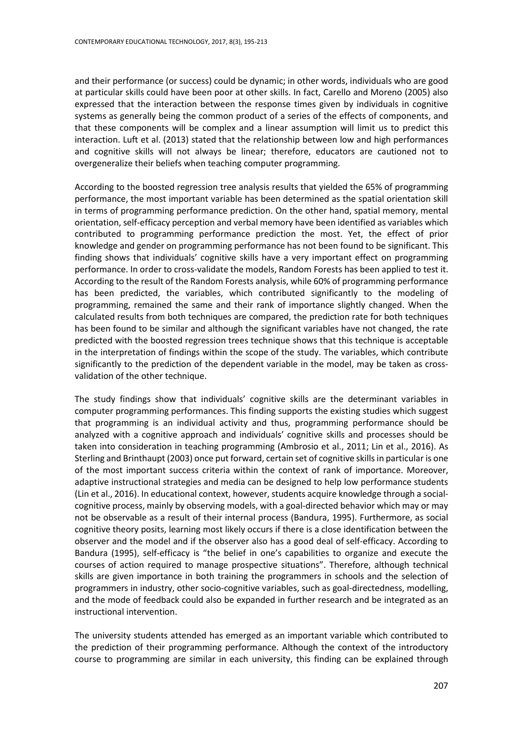and their performance (or success) could be dynamic; in other words, individuals who are good at particular skills could have been poor at other skills. In fact, Carello and Moreno (2005) also expressed that the interaction between the response times given by individuals in cognitive systems as generally being the common product of a series of the effects of components, and that these components will be complex and a linear assumption will limit us to predict this interaction. Luft et al. (2013) stated that the relationship between low and high performances and cognitive skills will not always be linear; therefore, educators are cautioned not to overgeneralize their beliefs when teaching computer programming.

According to the boosted regression tree analysis results that yielded the 65% of programming performance, the most important variable has been determined as the spatial orientation skill in terms of programming performance prediction. On the other hand, spatial memory, mental orientation, self-efficacy perception and verbal memory have been identified as variables which contributed to programming performance prediction the most. Yet, the effect of prior knowledge and gender on programming performance has not been found to be significant. This finding shows that individuals' cognitive skills have a very important effect on programming performance. In order to cross-validate the models, Random Forests has been applied to test it. According to the result of the Random Forests analysis, while 60% of programming performance has been predicted, the variables, which contributed significantly to the modeling of programming, remained the same and their rank of importance slightly changed. When the calculated results from both techniques are compared, the prediction rate for both techniques has been found to be similar and although the significant variables have not changed, the rate predicted with the boosted regression trees technique shows that this technique is acceptable in the interpretation of findings within the scope of the study. The variables, which contribute significantly to the prediction of the dependent variable in the model, may be taken as cross-validation of the other technique.

The study findings show that individuals' cognitive skills are the determinant variables in computer programming performances. This finding supports the existing studies which suggest that programming is an individual activity and thus, programming performance should be analyzed with a cognitive approach and individuals' cognitive skills and processes should be taken into consideration in teaching programming (Ambrosio et al., 2011; Lin et al., 2016). As Sterling and Brinthaupt (2003) once put forward, certain set of cognitive skills in particular is one of the most important success criteria within the context of rank of importance. Moreover, adaptive instructional strategies and media can be designed to help low performance students (Lin et al., 2016). In educational context, however, students acquire knowledge through a social-cognitive process, mainly by observing models, with a goal-directed behavior which may or may not be observable as a result of their internal process (Bandura, 1995). Furthermore, as social cognitive theory posits, learning most likely occurs if there is a close identification between the observer and the model and if the observer also has a good deal of self-efficacy. According to Bandura (1995), self-efficacy is "the belief in one's capabilities to organize and execute the courses of action required to manage prospective situations". Therefore, although technical skills are given importance in both training the programmers in schools and the selection of programmers in industry, other socio-cognitive variables, such as goal-directedness, modelling, and the mode of feedback could also be expanded in further research and be integrated as an instructional intervention.

The university students attended has emerged as an important variable which contributed to the prediction of their programming performance. Although the context of the introductory course to programming are similar in each university, this finding can be explained through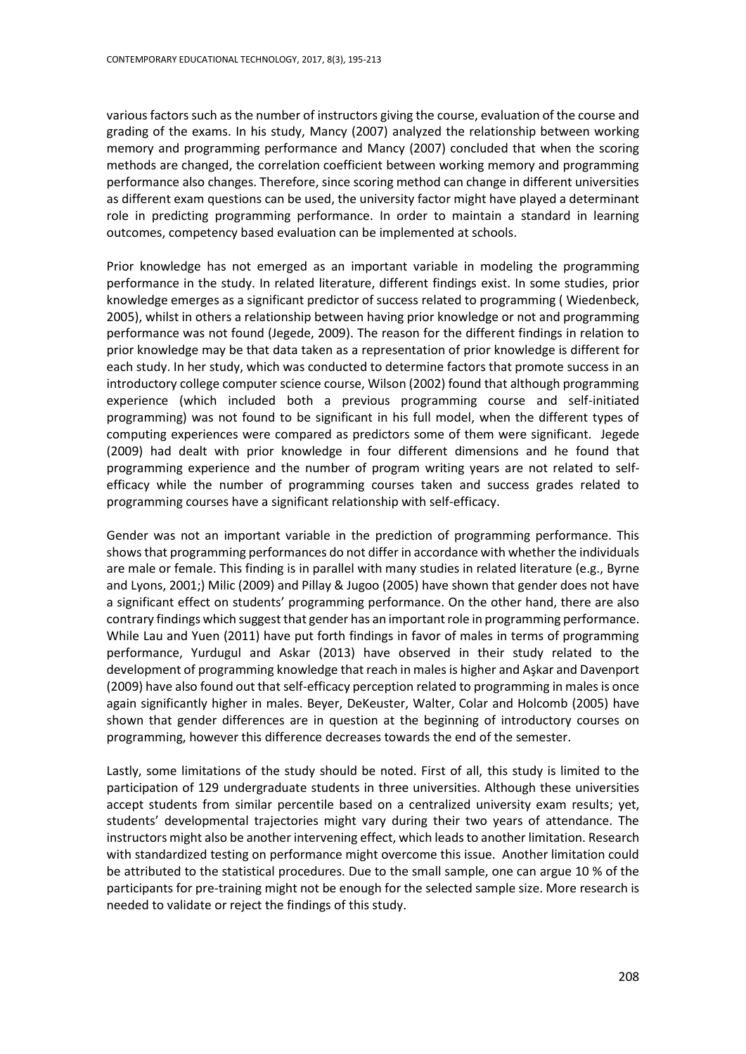various factors such as the number of instructors giving the course, evaluation of the course and grading of the exams. In his study, Mancy (2007) analyzed the relationship between working memory and programming performance and Mancy (2007) concluded that when the scoring methods are changed, the correlation coefficient between working memory and programming performance also changes. Therefore, since scoring method can change in different universities as different exam questions can be used, the university factor might have played a determinant role in predicting programming performance. In order to maintain a standard in learning outcomes, competency based evaluation can be implemented at schools.

Prior knowledge has not emerged as an important variable in modeling the programming performance in the study. In related literature, different findings exist. In some studies, prior knowledge emerges as a significant predictor of success related to programming ( Wiedenbeck, 2005), whilst in others a relationship between having prior knowledge or not and programming performance was not found (Jegede, 2009). The reason for the different findings in relation to prior knowledge may be that data taken as a representation of prior knowledge is different for each study. In her study, which was conducted to determine factors that promote success in an introductory college computer science course, Wilson (2002) found that although programming experience (which included both a previous programming course and self-initiated programming) was not found to be significant in his full model, when the different types of computing experiences were compared as predictors some of them were significant. Jegede (2009) had dealt with prior knowledge in four different dimensions and he found that programming experience and the number of program writing years are not related to self-efficacy while the number of programming courses taken and success grades related to programming courses have a significant relationship with self-efficacy.

Gender was not an important variable in the prediction of programming performance. This shows that programming performances do not differ in accordance with whether the individuals are male or female. This finding is in parallel with many studies in related literature (e.g., Byrne and Lyons, 2001;) Milic (2009) and Pillay & Jugoo (2005) have shown that gender does not have a significant effect on students' programming performance. On the other hand, there are also contrary findings which suggest that gender has an important role in programming performance. While Lau and Yuen (2011) have put forth findings in favor of males in terms of programming performance, Yurdugul and Askar (2013) have observed in their study related to the development of programming knowledge that reach in males is higher and Aşkar and Davenport (2009) have also found out that self-efficacy perception related to programming in males is once again significantly higher in males. Beyer, DeKeuster, Walter, Colar and Holcomb (2005) have shown that gender differences are in question at the beginning of introductory courses on programming, however this difference decreases towards the end of the semester.

Lastly, some limitations of the study should be noted. First of all, this study is limited to the participation of 129 undergraduate students in three universities. Although these universities accept students from similar percentile based on a centralized university exam results; yet, students' developmental trajectories might vary during their two years of attendance. The instructors might also be another intervening effect, which leads to another limitation. Research with standardized testing on performance might overcome this issue. Another limitation could be attributed to the statistical procedures. Due to the small sample, one can argue 10 % of the participants for pre-training might not be enough for the selected sample size. More research is needed to validate or reject the findings of this study.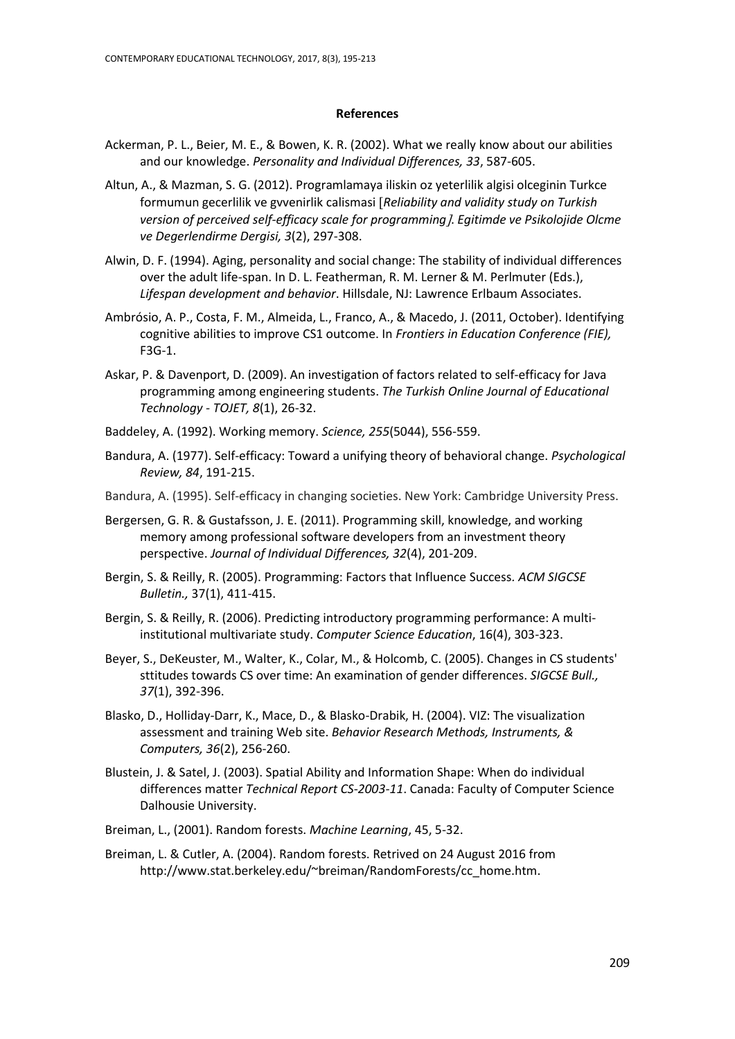## References

Ackerman, P. L., Beier, M. E., & Bowen, K. R. (2002). What we really know about our abilities and our knowledge. *Personality and Individual Differences, 33*, 587-605.

Altun, A., & Mazman, S. G. (2012). Programlamaya iliskin oz yeterlilik algisi olceginin Turkce formumun gecerlilik ve gvvenirlik calismasi [*Reliability and validity study on Turkish version of perceived self-efficacy scale for programming]. Egitimde ve Psikolojide Olcme ve Degerlendirme Dergisi, 3*(2), 297-308.

Alwin, D. F. (1994). Aging, personality and social change: The stability of individual differences over the adult life-span. In D. L. Featherman, R. M. Lerner & M. Perlmuter (Eds.), *Lifespan development and behavior*. Hillsdale, NJ: Lawrence Erlbaum Associates.

Ambrósio, A. P., Costa, F. M., Almeida, L., Franco, A., & Macedo, J. (2011, October). Identifying cognitive abilities to improve CS1 outcome. In *Frontiers in Education Conference (FIE),* F3G-1.

Askar, P. & Davenport, D. (2009). An investigation of factors related to self-efficacy for Java programming among engineering students. *The Turkish Online Journal of Educational Technology - TOJET, 8*(1), 26-32.

Baddeley, A. (1992). Working memory. *Science, 255*(5044), 556-559.

Bandura, A. (1977). Self-efficacy: Toward a unifying theory of behavioral change. *Psychological Review, 84*, 191-215.

Bandura, A. (1995). Self-efficacy in changing societies. New York: Cambridge University Press.

Bergersen, G. R. & Gustafsson, J. E. (2011). Programming skill, knowledge, and working memory among professional software developers from an investment theory perspective. *Journal of Individual Differences, 32*(4), 201-209.

Bergin, S. & Reilly, R. (2005). Programming: Factors that Influence Success. *ACM SIGCSE Bulletin.,* 37(1), 411-415.

Bergin, S. & Reilly, R. (2006). Predicting introductory programming performance: A multi-institutional multivariate study. *Computer Science Education*, 16(4), 303-323.

Beyer, S., DeKeuster, M., Walter, K., Colar, M., & Holcomb, C. (2005). Changes in CS students' sttitudes towards CS over time: An examination of gender differences. *SIGCSE Bull., 37*(1), 392-396.

Blasko, D., Holliday-Darr, K., Mace, D., & Blasko-Drabik, H. (2004). VIZ: The visualization assessment and training Web site. *Behavior Research Methods, Instruments, & Computers, 36*(2), 256-260.

Blustein, J. & Satel, J. (2003). Spatial Ability and Information Shape: When do individual differences matter *Technical Report CS-2003-11*. Canada: Faculty of Computer Science Dalhousie University.

Breiman, L., (2001). Random forests. *Machine Learning*, 45, 5-32.

Breiman, L. & Cutler, A. (2004). Random forests. Retrived on 24 August 2016 from http://www.stat.berkeley.edu/~breiman/RandomForests/cc_home.htm.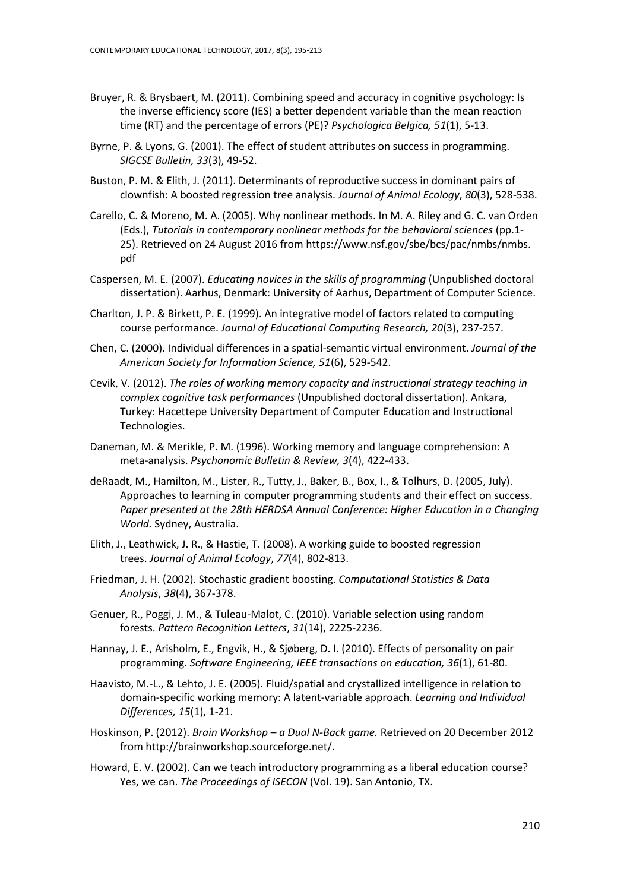Bruyer, R. & Brysbaert, M. (2011). Combining speed and accuracy in cognitive psychology: Is the inverse efficiency score (IES) a better dependent variable than the mean reaction time (RT) and the percentage of errors (PE)? *Psychologica Belgica, 51*(1), 5-13.

Byrne, P. & Lyons, G. (2001). The effect of student attributes on success in programming. *SIGCSE Bulletin, 33*(3), 49-52.

Buston, P. M. & Elith, J. (2011). Determinants of reproductive success in dominant pairs of clownfish: A boosted regression tree analysis. *Journal of Animal Ecology*, *80*(3), 528-538.

Carello, C. & Moreno, M. A. (2005). Why nonlinear methods. In M. A. Riley and G. C. van Orden (Eds.), *Tutorials in contemporary nonlinear methods for the behavioral sciences* (pp.1-25). Retrieved on 24 August 2016 from https://www.nsf.gov/sbe/bcs/pac/nmbs/nmbs.pdf

Caspersen, M. E. (2007). *Educating novices in the skills of programming* (Unpublished doctoral dissertation). Aarhus, Denmark: University of Aarhus, Department of Computer Science.

Charlton, J. P. & Birkett, P. E. (1999). An integrative model of factors related to computing course performance. *Journal of Educational Computing Research, 20*(3), 237-257.

Chen, C. (2000). Individual differences in a spatial-semantic virtual environment. *Journal of the American Society for Information Science, 51*(6), 529-542.

Cevik, V. (2012). *The roles of working memory capacity and instructional strategy teaching in complex cognitive task performances* (Unpublished doctoral dissertation). Ankara, Turkey: Hacettepe University Department of Computer Education and Instructional Technologies.

Daneman, M. & Merikle, P. M. (1996). Working memory and language comprehension: A meta-analysis. *Psychonomic Bulletin & Review, 3*(4), 422-433.

deRaadt, M., Hamilton, M., Lister, R., Tutty, J., Baker, B., Box, I., & Tolhurs, D. (2005, July). Approaches to learning in computer programming students and their effect on success. *Paper presented at the 28th HERDSA Annual Conference: Higher Education in a Changing World.* Sydney, Australia.

Elith, J., Leathwick, J. R., & Hastie, T. (2008). A working guide to boosted regression trees. *Journal of Animal Ecology*, *77*(4), 802-813.

Friedman, J. H. (2002). Stochastic gradient boosting. *Computational Statistics & Data Analysis*, *38*(4), 367-378.

Genuer, R., Poggi, J. M., & Tuleau-Malot, C. (2010). Variable selection using random forests. *Pattern Recognition Letters*, *31*(14), 2225-2236.

Hannay, J. E., Arisholm, E., Engvik, H., & Sjøberg, D. I. (2010). Effects of personality on pair programming. *Software Engineering, IEEE transactions on education, 36*(1), 61-80.

Haavisto, M.-L., & Lehto, J. E. (2005). Fluid/spatial and crystallized intelligence in relation to domain-specific working memory: A latent-variable approach. *Learning and Individual Differences, 15*(1), 1-21.

Hoskinson, P. (2012). *Brain Workshop – a Dual N-Back game.* Retrieved on 20 December 2012 from http://brainworkshop.sourceforge.net/.

Howard, E. V. (2002). Can we teach introductory programming as a liberal education course? Yes, we can. *The Proceedings of ISECON* (Vol. 19). San Antonio, TX.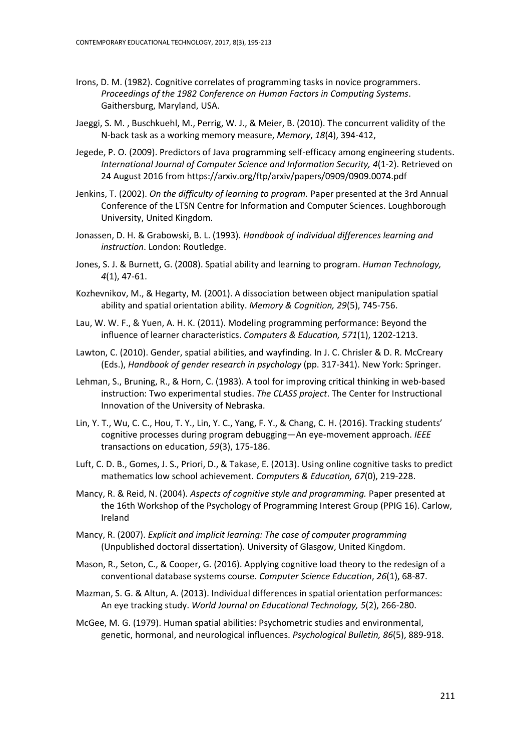Irons, D. M. (1982). Cognitive correlates of programming tasks in novice programmers. *Proceedings of the 1982 Conference on Human Factors in Computing Systems*. Gaithersburg, Maryland, USA.

Jaeggi, S. M. , Buschkuehl, M., Perrig, W. J., & Meier, B. (2010). The concurrent validity of the N-back task as a working memory measure, *Memory*, *18*(4), 394-412,

Jegede, P. O. (2009). Predictors of Java programming self-efficacy among engineering students. *International Journal of Computer Science and Information Security, 4*(1-2). Retrieved on 24 August 2016 from https://arxiv.org/ftp/arxiv/papers/0909/0909.0074.pdf

Jenkins, T. (2002). *On the difficulty of learning to program.* Paper presented at the 3rd Annual Conference of the LTSN Centre for Information and Computer Sciences. Loughborough University, United Kingdom.

Jonassen, D. H. & Grabowski, B. L. (1993). *Handbook of individual differences learning and instruction*. London: Routledge.

Jones, S. J. & Burnett, G. (2008). Spatial ability and learning to program. *Human Technology, 4*(1), 47-61.

Kozhevnikov, M., & Hegarty, M. (2001). A dissociation between object manipulation spatial ability and spatial orientation ability. *Memory & Cognition, 29*(5), 745-756.

Lau, W. W. F., & Yuen, A. H. K. (2011). Modeling programming performance: Beyond the influence of learner characteristics. *Computers & Education, 571*(1), 1202-1213.

Lawton, C. (2010). Gender, spatial abilities, and wayfinding. In J. C. Chrisler & D. R. McCreary (Eds.), *Handbook of gender research in psychology* (pp. 317-341). New York: Springer.

Lehman, S., Bruning, R., & Horn, C. (1983). A tool for improving critical thinking in web-based instruction: Two experimental studies. *The CLASS project*. The Center for Instructional Innovation of the University of Nebraska.

Lin, Y. T., Wu, C. C., Hou, T. Y., Lin, Y. C., Yang, F. Y., & Chang, C. H. (2016). Tracking students' cognitive processes during program debugging—An eye-movement approach. *IEEE* transactions on education, *59*(3), 175-186.

Luft, C. D. B., Gomes, J. S., Priori, D., & Takase, E. (2013). Using online cognitive tasks to predict mathematics low school achievement. *Computers & Education, 67*(0), 219-228.

Mancy, R. & Reid, N. (2004). *Aspects of cognitive style and programming.* Paper presented at the 16th Workshop of the Psychology of Programming Interest Group (PPIG 16). Carlow, Ireland

Mancy, R. (2007). *Explicit and implicit learning: The case of computer programming* (Unpublished doctoral dissertation). University of Glasgow, United Kingdom.

Mason, R., Seton, C., & Cooper, G. (2016). Applying cognitive load theory to the redesign of a conventional database systems course. *Computer Science Education*, *26*(1), 68-87.

Mazman, S. G. & Altun, A. (2013). Individual differences in spatial orientation performances: An eye tracking study. *World Journal on Educational Technology, 5*(2), 266-280.

McGee, M. G. (1979). Human spatial abilities: Psychometric studies and environmental, genetic, hormonal, and neurological influences. *Psychological Bulletin, 86*(5), 889-918.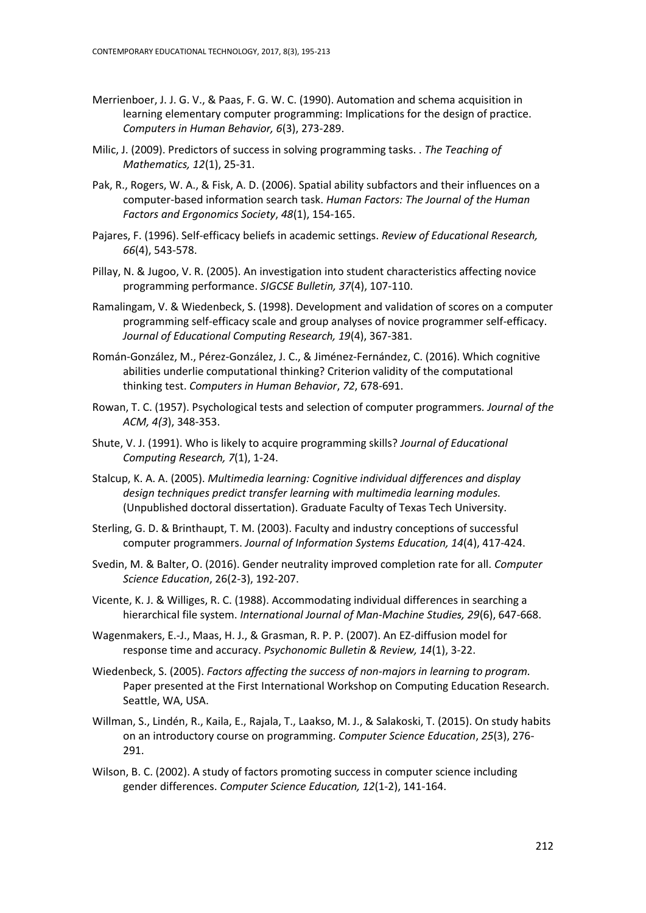Merrienboer, J. J. G. V., & Paas, F. G. W. C. (1990). Automation and schema acquisition in learning elementary computer programming: Implications for the design of practice. *Computers in Human Behavior, 6*(3), 273-289.

Milic, J. (2009). Predictors of success in solving programming tasks. . *The Teaching of Mathematics, 12*(1), 25-31.

Pak, R., Rogers, W. A., & Fisk, A. D. (2006). Spatial ability subfactors and their influences on a computer-based information search task. *Human Factors: The Journal of the Human Factors and Ergonomics Society*, *48*(1), 154-165.

Pajares, F. (1996). Self-efficacy beliefs in academic settings. *Review of Educational Research, 66*(4), 543-578.

Pillay, N. & Jugoo, V. R. (2005). An investigation into student characteristics affecting novice programming performance. *SIGCSE Bulletin, 37*(4), 107-110.

Ramalingam, V. & Wiedenbeck, S. (1998). Development and validation of scores on a computer programming self-efficacy scale and group analyses of novice programmer self-efficacy. *Journal of Educational Computing Research, 19*(4), 367-381.

Román-González, M., Pérez-González, J. C., & Jiménez-Fernández, C. (2016). Which cognitive abilities underlie computational thinking? Criterion validity of the computational thinking test. *Computers in Human Behavior*, *72*, 678-691.

Rowan, T. C. (1957). Psychological tests and selection of computer programmers. *Journal of the ACM, 4(3*), 348-353.

Shute, V. J. (1991). Who is likely to acquire programming skills? *Journal of Educational Computing Research, 7*(1), 1-24.

Stalcup, K. A. A. (2005). *Multimedia learning: Cognitive individual differences and display design techniques predict transfer learning with multimedia learning modules.* (Unpublished doctoral dissertation). Graduate Faculty of Texas Tech University.

Sterling, G. D. & Brinthaupt, T. M. (2003). Faculty and industry conceptions of successful computer programmers. *Journal of Information Systems Education, 14*(4), 417-424.

Svedin, M. & Balter, O. (2016). Gender neutrality improved completion rate for all. *Computer Science Education*, 26(2-3), 192-207.

Vicente, K. J. & Williges, R. C. (1988). Accommodating individual differences in searching a hierarchical file system. *International Journal of Man-Machine Studies, 29*(6), 647-668.

Wagenmakers, E.-J., Maas, H. J., & Grasman, R. P. P. (2007). An EZ-diffusion model for response time and accuracy. *Psychonomic Bulletin & Review, 14*(1), 3-22.

Wiedenbeck, S. (2005). *Factors affecting the success of non-majors in learning to program.* Paper presented at the First International Workshop on Computing Education Research. Seattle, WA, USA.

Willman, S., Lindén, R., Kaila, E., Rajala, T., Laakso, M. J., & Salakoski, T. (2015). On study habits on an introductory course on programming. *Computer Science Education*, *25*(3), 276-291.

Wilson, B. C. (2002). A study of factors promoting success in computer science including gender differences. *Computer Science Education, 12*(1-2), 141-164.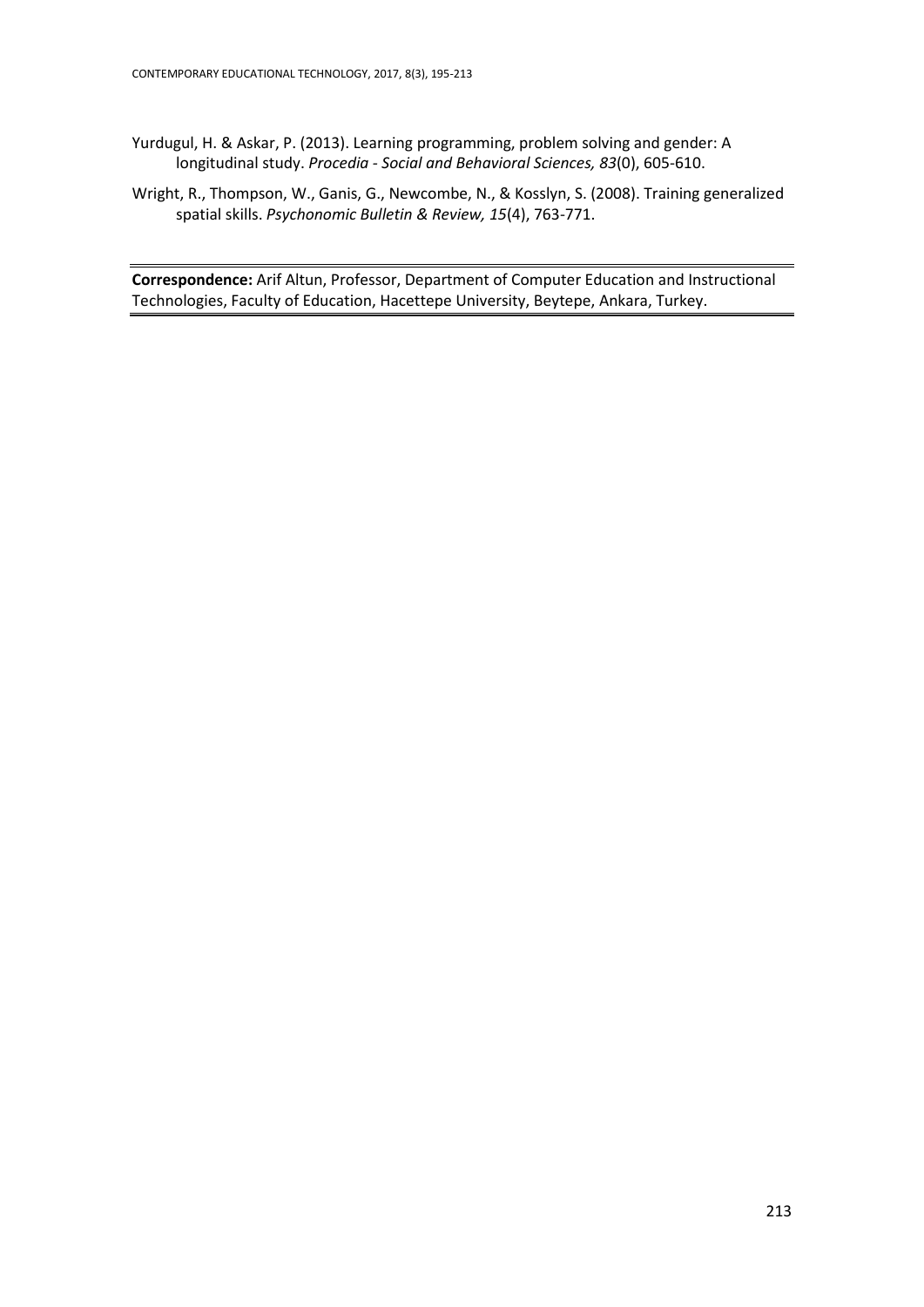Yurdugul, H. & Askar, P. (2013). Learning programming, problem solving and gender: A longitudinal study. *Procedia - Social and Behavioral Sciences, 83*(0), 605-610.

Wright, R., Thompson, W., Ganis, G., Newcombe, N., & Kosslyn, S. (2008). Training generalized spatial skills. *Psychonomic Bulletin & Review, 15*(4), 763-771.

---

**Correspondence:** Arif Altun, Professor, Department of Computer Education and Instructional Technologies, Faculty of Education, Hacettepe University, Beytepe, Ankara, Turkey.